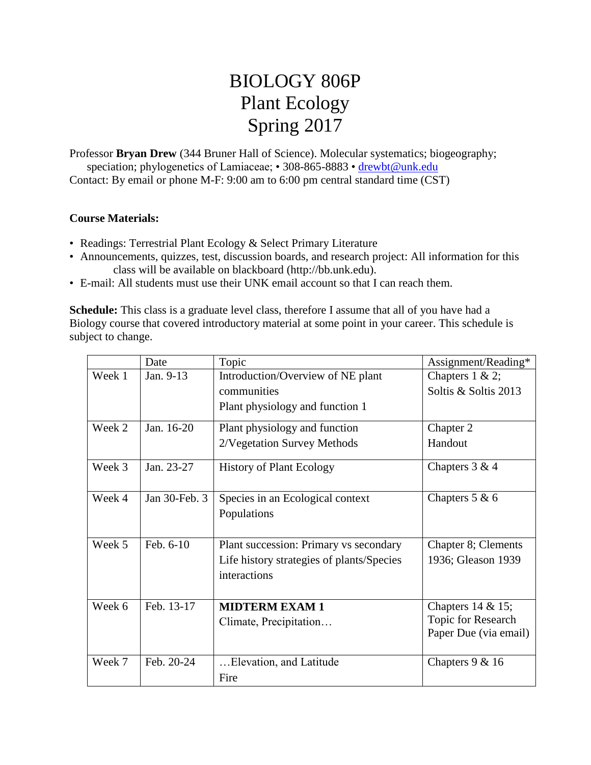# BIOLOGY 806P
# Plant Ecology
# Spring 2017

Professor **Bryan Drew** (344 Bruner Hall of Science). Molecular systematics; biogeography; speciation; phylogenetics of Lamiaceae; • 308-865-8883 • drewbt@unk.edu
Contact: By email or phone M-F: 9:00 am to 6:00 pm central standard time (CST)

**Course Materials:**

- Readings: Terrestrial Plant Ecology & Select Primary Literature
- Announcements, quizzes, test, discussion boards, and research project: All information for this class will be available on blackboard (http://bb.unk.edu).
- E-mail: All students must use their UNK email account so that I can reach them.

**Schedule:** This class is a graduate level class, therefore I assume that all of you have had a Biology course that covered introductory material at some point in your career. This schedule is subject to change.

| | Date | Topic | Assignment/Reading* |
|---|---|---|---|
| Week 1 | Jan. 9-13 | Introduction/Overview of NE plant communities<br>Plant physiology and function 1 | Chapters 1 & 2;<br>Soltis & Soltis 2013 |
| Week 2 | Jan. 16-20 | Plant physiology and function 2/Vegetation Survey Methods | Chapter 2<br>Handout |
| Week 3 | Jan. 23-27 | History of Plant Ecology | Chapters 3 & 4 |
| Week 4 | Jan 30-Feb. 3 | Species in an Ecological context<br>Populations | Chapters 5 & 6 |
| Week 5 | Feb. 6-10 | Plant succession: Primary vs secondary<br>Life history strategies of plants/Species interactions | Chapter 8; Clements 1936; Gleason 1939 |
| Week 6 | Feb. 13-17 | **MIDTERM EXAM 1**<br>Climate, Precipitation… | Chapters 14 & 15;<br>Topic for Research Paper Due (via email) |
| Week 7 | Feb. 20-24 | …Elevation, and Latitude<br>Fire | Chapters 9 & 16 |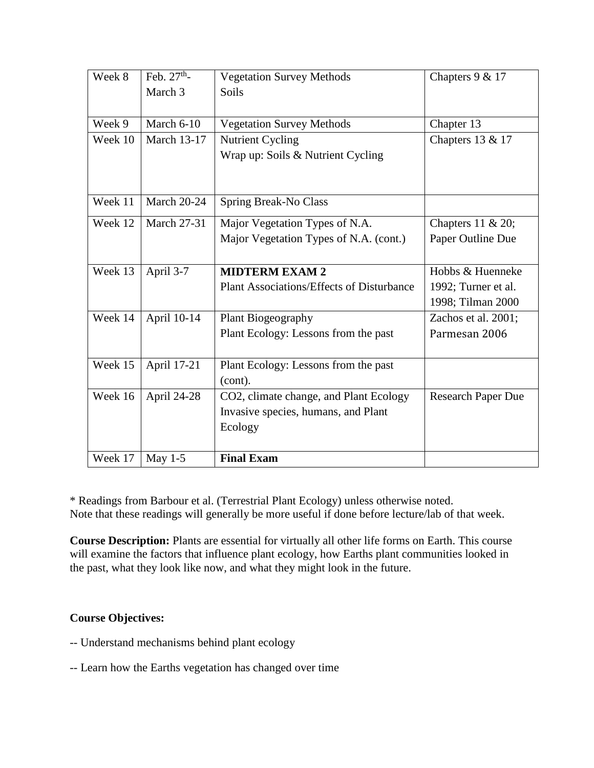| Week 8 | Feb. 27th- March 3 | Vegetation Survey Methods<br>Soils | Chapters 9 & 17 |
|---|---|---|---|
| Week 9 | March 6-10 | Vegetation Survey Methods | Chapter 13 |
| Week 10 | March 13-17 | Nutrient Cycling<br>Wrap up: Soils & Nutrient Cycling | Chapters 13 & 17 |
| Week 11 | March 20-24 | Spring Break-No Class | |
| Week 12 | March 27-31 | Major Vegetation Types of N.A.<br>Major Vegetation Types of N.A. (cont.) | Chapters 11 & 20; Paper Outline Due |
| Week 13 | April 3-7 | **MIDTERM EXAM 2**<br>Plant Associations/Effects of Disturbance | Hobbs & Huenneke 1992; Turner et al. 1998; Tilman 2000 |
| Week 14 | April 10-14 | Plant Biogeography<br>Plant Ecology: Lessons from the past | Zachos et al. 2001; Parmesan 2006 |
| Week 15 | April 17-21 | Plant Ecology: Lessons from the past (cont). | |
| Week 16 | April 24-28 | CO2, climate change, and Plant Ecology<br>Invasive species, humans, and Plant Ecology | Research Paper Due |
| Week 17 | May 1-5 | **Final Exam** | |

* Readings from Barbour et al. (Terrestrial Plant Ecology) unless otherwise noted.
Note that these readings will generally be more useful if done before lecture/lab of that week.

**Course Description:** Plants are essential for virtually all other life forms on Earth. This course will examine the factors that influence plant ecology, how Earths plant communities looked in the past, what they look like now, and what they might look in the future.

**Course Objectives:**

-- Understand mechanisms behind plant ecology

-- Learn how the Earths vegetation has changed over time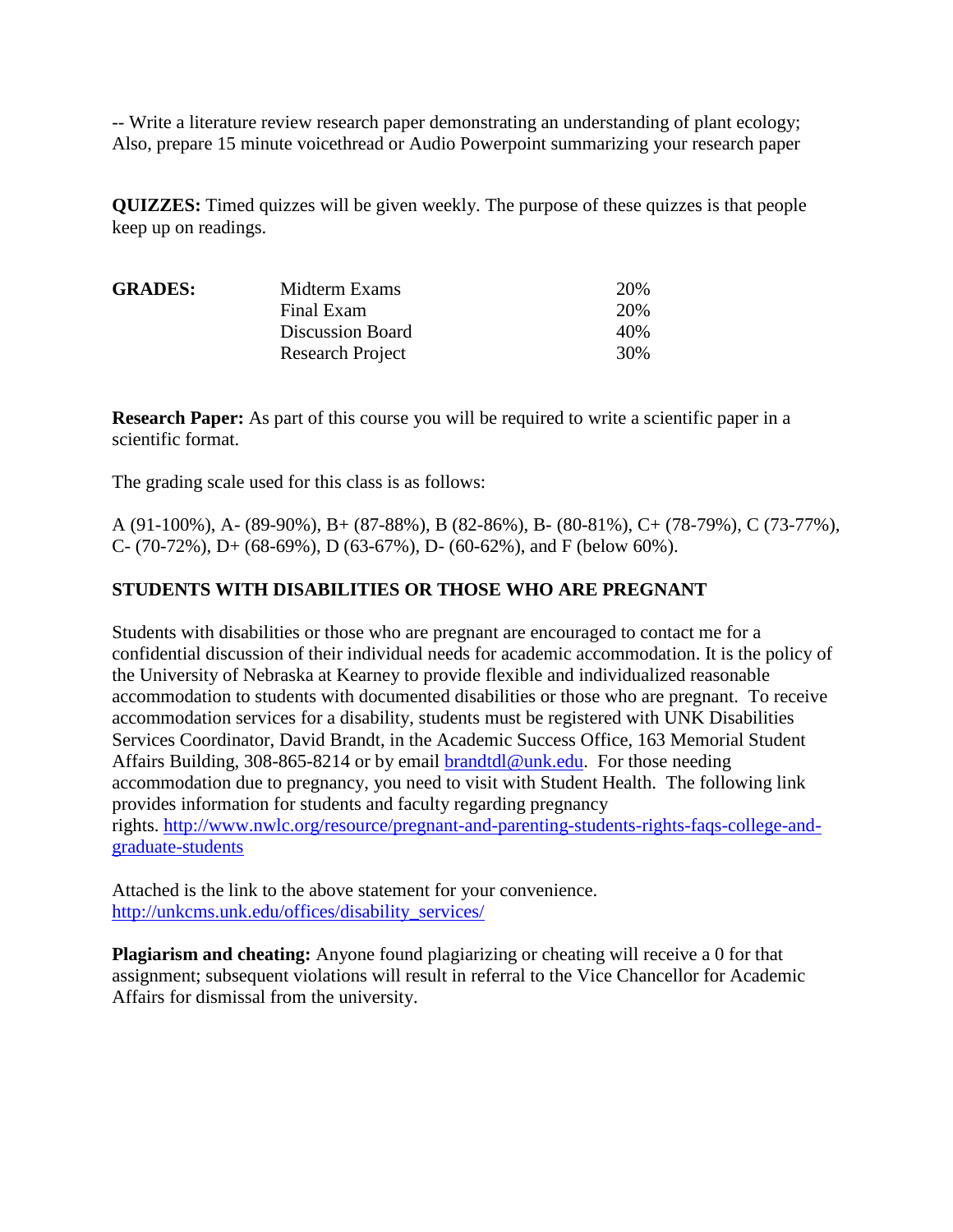-- Write a literature review research paper demonstrating an understanding of plant ecology; Also, prepare 15 minute voicethread or Audio Powerpoint summarizing your research paper

**QUIZZES:** Timed quizzes will be given weekly. The purpose of these quizzes is that people keep up on readings.

| | | |
|---|---|---|
| **GRADES:** | Midterm Exams | 20% |
| | Final Exam | 20% |
| | Discussion Board | 40% |
| | Research Project | 30% |

**Research Paper:** As part of this course you will be required to write a scientific paper in a scientific format.

The grading scale used for this class is as follows:

A (91-100%), A- (89-90%), B+ (87-88%), B (82-86%), B- (80-81%), C+ (78-79%), C (73-77%), C- (70-72%), D+ (68-69%), D (63-67%), D- (60-62%), and F (below 60%).

**STUDENTS WITH DISABILITIES OR THOSE WHO ARE PREGNANT**

Students with disabilities or those who are pregnant are encouraged to contact me for a confidential discussion of their individual needs for academic accommodation. It is the policy of the University of Nebraska at Kearney to provide flexible and individualized reasonable accommodation to students with documented disabilities or those who are pregnant. To receive accommodation services for a disability, students must be registered with UNK Disabilities Services Coordinator, David Brandt, in the Academic Success Office, 163 Memorial Student Affairs Building, 308-865-8214 or by email brandtdl@unk.edu. For those needing accommodation due to pregnancy, you need to visit with Student Health. The following link provides information for students and faculty regarding pregnancy rights. http://www.nwlc.org/resource/pregnant-and-parenting-students-rights-faqs-college-and-graduate-students

Attached is the link to the above statement for your convenience. http://unkcms.unk.edu/offices/disability_services/

**Plagiarism and cheating:** Anyone found plagiarizing or cheating will receive a 0 for that assignment; subsequent violations will result in referral to the Vice Chancellor for Academic Affairs for dismissal from the university.